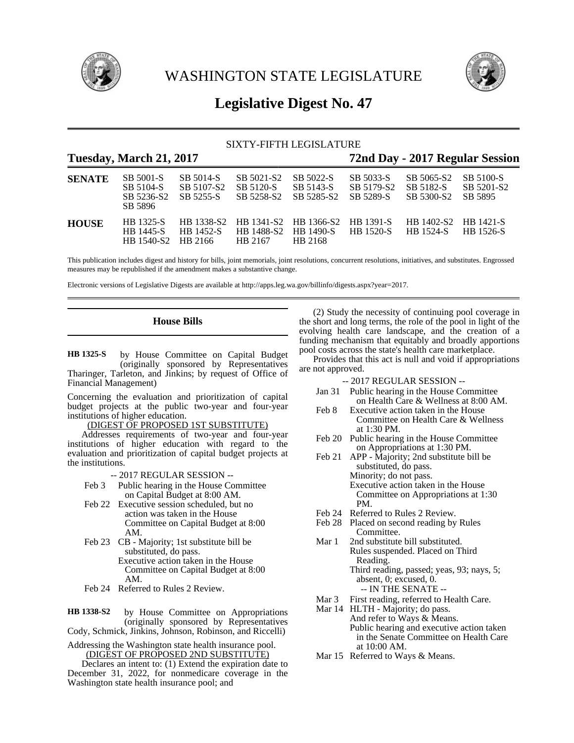# WASHINGTON STATE LEGISLATURE

## Legislative Digest No. 47

SIXTY-FIFTH LEGISLATURE

**Tuesday, March 21, 2017** — **72nd Day - 2017 Regular Session**

| | | | | | | | |
|---|---|---|---|---|---|---|---|
| **SENATE** | SB 5001-S | SB 5014-S | SB 5021-S2 | SB 5022-S | SB 5033-S | SB 5065-S2 | SB 5100-S |
| | SB 5104-S | SB 5107-S2 | SB 5120-S | SB 5143-S | SB 5179-S2 | SB 5182-S | SB 5201-S2 |
| | SB 5236-S2 | SB 5255-S | SB 5258-S2 | SB 5285-S2 | SB 5289-S | SB 5300-S2 | SB 5895 |
| | SB 5896 | | | | | | |
| **HOUSE** | HB 1325-S | HB 1338-S2 | HB 1341-S2 | HB 1366-S2 | HB 1391-S | HB 1402-S2 | HB 1421-S |
| | HB 1445-S | HB 1452-S | HB 1488-S2 | HB 1490-S | HB 1520-S | HB 1524-S | HB 1526-S |
| | HB 1540-S2 | HB 2166 | HB 2167 | HB 2168 | | | |

This publication includes digest and history for bills, joint memorials, joint resolutions, concurrent resolutions, initiatives, and substitutes. Engrossed measures may be republished if the amendment makes a substantive change.

Electronic versions of Legislative Digests are available at http://apps.leg.wa.gov/billinfo/digests.aspx?year=2017.

### House Bills

**HB 1325-S** by House Committee on Capital Budget (originally sponsored by Representatives Tharinger, Tarleton, and Jinkins; by request of Office of Financial Management)

Concerning the evaluation and prioritization of capital budget projects at the public two-year and four-year institutions of higher education.

(DIGEST OF PROPOSED 1ST SUBSTITUTE)

Addresses requirements of two-year and four-year institutions of higher education with regard to the evaluation and prioritization of capital budget projects at the institutions.

-- 2017 REGULAR SESSION --

Feb 3 Public hearing in the House Committee on Capital Budget at 8:00 AM.

Feb 22 Executive session scheduled, but no action was taken in the House Committee on Capital Budget at 8:00 AM.

Feb 23 CB - Majority; 1st substitute bill be substituted, do pass.
Executive action taken in the House Committee on Capital Budget at 8:00 AM.

Feb 24 Referred to Rules 2 Review.

**HB 1338-S2** by House Committee on Appropriations (originally sponsored by Representatives Cody, Schmick, Jinkins, Johnson, Robinson, and Riccelli)

Addressing the Washington state health insurance pool.

(DIGEST OF PROPOSED 2ND SUBSTITUTE)

Declares an intent to: (1) Extend the expiration date to December 31, 2022, for nonmedicare coverage in the Washington state health insurance pool; and

(2) Study the necessity of continuing pool coverage in the short and long terms, the role of the pool in light of the evolving health care landscape, and the creation of a funding mechanism that equitably and broadly apportions pool costs across the state's health care marketplace.

Provides that this act is null and void if appropriations are not approved.

-- 2017 REGULAR SESSION --

Jan 31 Public hearing in the House Committee on Health Care & Wellness at 8:00 AM.

Feb 8 Executive action taken in the House Committee on Health Care & Wellness at 1:30 PM.

Feb 20 Public hearing in the House Committee on Appropriations at 1:30 PM.

Feb 21 APP - Majority; 2nd substitute bill be substituted, do pass.
Minority; do not pass.
Executive action taken in the House Committee on Appropriations at 1:30 PM.

Feb 24 Referred to Rules 2 Review.

Feb 28 Placed on second reading by Rules Committee.

Mar 1 2nd substitute bill substituted.
Rules suspended. Placed on Third Reading.
Third reading, passed; yeas, 93; nays, 5; absent, 0; excused, 0.

-- IN THE SENATE --

Mar 3 First reading, referred to Health Care.

Mar 14 HLTH - Majority; do pass.
And refer to Ways & Means.
Public hearing and executive action taken in the Senate Committee on Health Care at 10:00 AM.

Mar 15 Referred to Ways & Means.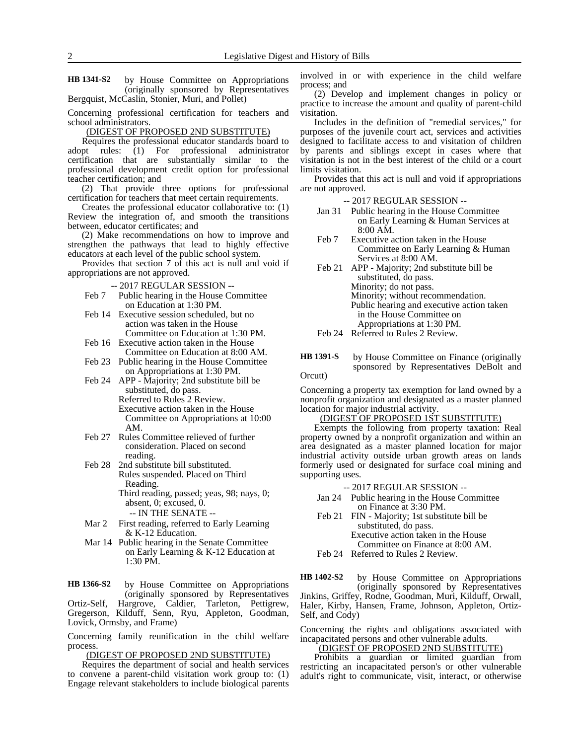**HB 1341-S2** by House Committee on Appropriations (originally sponsored by Representatives Bergquist, McCaslin, Stonier, Muri, and Pollet)

Concerning professional certification for teachers and school administrators.

(DIGEST OF PROPOSED 2ND SUBSTITUTE)

Requires the professional educator standards board to adopt rules: (1) For professional administrator certification that are substantially similar to the professional development credit option for professional teacher certification; and

(2) That provide three options for professional certification for teachers that meet certain requirements.

Creates the professional educator collaborative to: (1) Review the integration of, and smooth the transitions between, educator certificates; and

(2) Make recommendations on how to improve and strengthen the pathways that lead to highly effective educators at each level of the public school system.

Provides that section 7 of this act is null and void if appropriations are not approved.

-- 2017 REGULAR SESSION --

Feb 7 Public hearing in the House Committee on Education at 1:30 PM.
Feb 14 Executive session scheduled, but no action was taken in the House Committee on Education at 1:30 PM.
Feb 16 Executive action taken in the House Committee on Education at 8:00 AM.
Feb 23 Public hearing in the House Committee on Appropriations at 1:30 PM.
Feb 24 APP - Majority; 2nd substitute bill be substituted, do pass.
Referred to Rules 2 Review.
Executive action taken in the House Committee on Appropriations at 10:00 AM.
Feb 27 Rules Committee relieved of further consideration. Placed on second reading.
Feb 28 2nd substitute bill substituted.
Rules suspended. Placed on Third Reading.
Third reading, passed; yeas, 98; nays, 0; absent, 0; excused, 0.

-- IN THE SENATE --

Mar 2 First reading, referred to Early Learning & K-12 Education.
Mar 14 Public hearing in the Senate Committee on Early Learning & K-12 Education at 1:30 PM.

**HB 1366-S2** by House Committee on Appropriations (originally sponsored by Representatives Ortiz-Self, Hargrove, Caldier, Tarleton, Pettigrew, Gregerson, Kilduff, Senn, Ryu, Appleton, Goodman, Lovick, Ormsby, and Frame)

Concerning family reunification in the child welfare process.

(DIGEST OF PROPOSED 2ND SUBSTITUTE)

Requires the department of social and health services to convene a parent-child visitation work group to: (1) Engage relevant stakeholders to include biological parents involved in or with experience in the child welfare process; and

(2) Develop and implement changes in policy or practice to increase the amount and quality of parent-child visitation.

Includes in the definition of "remedial services," for purposes of the juvenile court act, services and activities designed to facilitate access to and visitation of children by parents and siblings except in cases where that visitation is not in the best interest of the child or a court limits visitation.

Provides that this act is null and void if appropriations are not approved.

-- 2017 REGULAR SESSION --

Jan 31 Public hearing in the House Committee on Early Learning & Human Services at 8:00 AM.
Feb 7 Executive action taken in the House Committee on Early Learning & Human Services at 8:00 AM.
Feb 21 APP - Majority; 2nd substitute bill be substituted, do pass.
Minority; do not pass.
Minority; without recommendation.
Public hearing and executive action taken in the House Committee on Appropriations at 1:30 PM.
Feb 24 Referred to Rules 2 Review.

**HB 1391-S** by House Committee on Finance (originally sponsored by Representatives DeBolt and Orcutt)

Concerning a property tax exemption for land owned by a nonprofit organization and designated as a master planned location for major industrial activity.

(DIGEST OF PROPOSED 1ST SUBSTITUTE)

Exempts the following from property taxation: Real property owned by a nonprofit organization and within an area designated as a master planned location for major industrial activity outside urban growth areas on lands formerly used or designated for surface coal mining and supporting uses.

-- 2017 REGULAR SESSION --

Jan 24 Public hearing in the House Committee on Finance at 3:30 PM.
Feb 21 FIN - Majority; 1st substitute bill be substituted, do pass.
Executive action taken in the House Committee on Finance at 8:00 AM.
Feb 24 Referred to Rules 2 Review.

**HB 1402-S2** by House Committee on Appropriations (originally sponsored by Representatives Jinkins, Griffey, Rodne, Goodman, Muri, Kilduff, Orwall, Haler, Kirby, Hansen, Frame, Johnson, Appleton, Ortiz-Self, and Cody)

Concerning the rights and obligations associated with incapacitated persons and other vulnerable adults.

(DIGEST OF PROPOSED 2ND SUBSTITUTE)

Prohibits a guardian or limited guardian from restricting an incapacitated person's or other vulnerable adult's right to communicate, visit, interact, or otherwise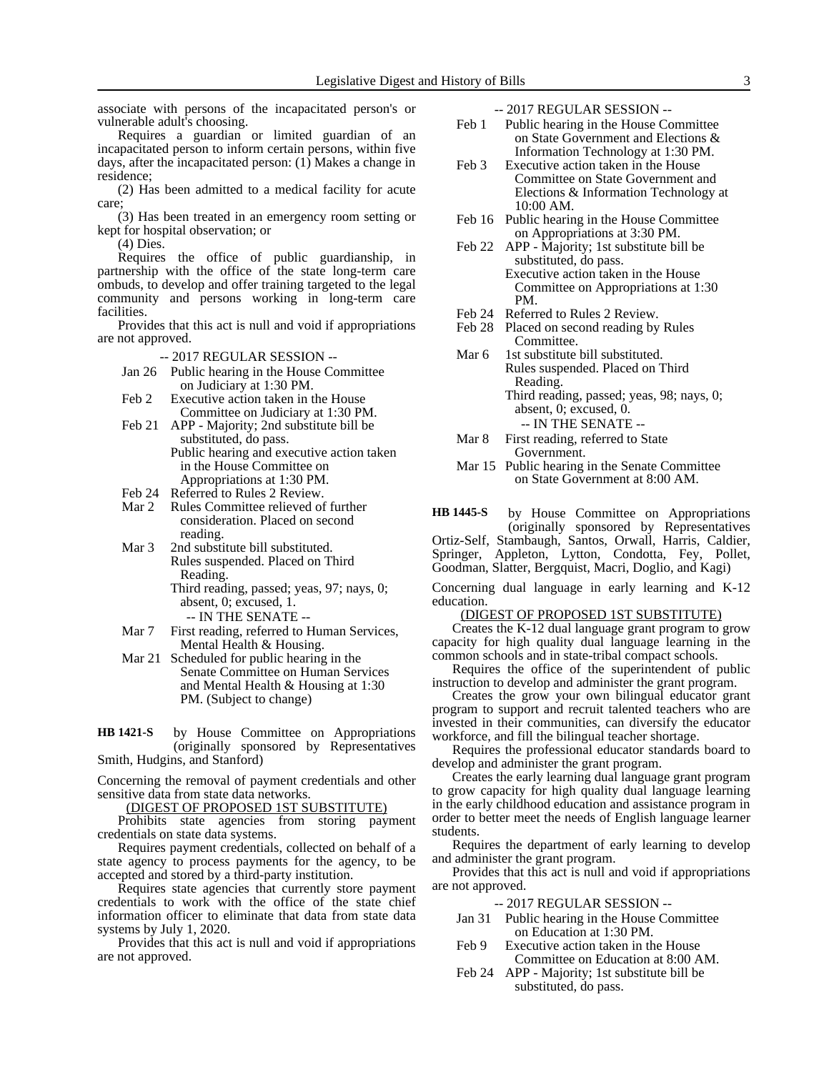associate with persons of the incapacitated person's or vulnerable adult's choosing.

Requires a guardian or limited guardian of an incapacitated person to inform certain persons, within five days, after the incapacitated person: (1) Makes a change in residence;

(2) Has been admitted to a medical facility for acute care;

(3) Has been treated in an emergency room setting or kept for hospital observation; or

(4) Dies.

Requires the office of public guardianship, in partnership with the office of the state long-term care ombuds, to develop and offer training targeted to the legal community and persons working in long-term care facilities.

Provides that this act is null and void if appropriations are not approved.

-- 2017 REGULAR SESSION --

- Jan 26 Public hearing in the House Committee on Judiciary at 1:30 PM.
- Feb 2 Executive action taken in the House Committee on Judiciary at 1:30 PM.
- Feb 21 APP - Majority; 2nd substitute bill be substituted, do pass.
  Public hearing and executive action taken in the House Committee on Appropriations at 1:30 PM.
- Feb 24 Referred to Rules 2 Review.
- Mar 2 Rules Committee relieved of further consideration. Placed on second reading.
- Mar 3 2nd substitute bill substituted.
  Rules suspended. Placed on Third Reading.
  Third reading, passed; yeas, 97; nays, 0; absent, 0; excused, 1.

-- IN THE SENATE --

- Mar 7 First reading, referred to Human Services, Mental Health & Housing.
- Mar 21 Scheduled for public hearing in the Senate Committee on Human Services and Mental Health & Housing at 1:30 PM. (Subject to change)

**HB 1421-S** by House Committee on Appropriations (originally sponsored by Representatives Smith, Hudgins, and Stanford)

Concerning the removal of payment credentials and other sensitive data from state data networks.

(DIGEST OF PROPOSED 1ST SUBSTITUTE)

Prohibits state agencies from storing payment credentials on state data systems.

Requires payment credentials, collected on behalf of a state agency to process payments for the agency, to be accepted and stored by a third-party institution.

Requires state agencies that currently store payment credentials to work with the office of the state chief information officer to eliminate that data from state data systems by July 1, 2020.

Provides that this act is null and void if appropriations are not approved.

-- 2017 REGULAR SESSION --

- Feb 1 Public hearing in the House Committee on State Government and Elections & Information Technology at 1:30 PM.
- Feb 3 Executive action taken in the House Committee on State Government and Elections & Information Technology at 10:00 AM.
- Feb 16 Public hearing in the House Committee on Appropriations at 3:30 PM.
- Feb 22 APP - Majority; 1st substitute bill be substituted, do pass.
  Executive action taken in the House Committee on Appropriations at 1:30 PM.
- Feb 24 Referred to Rules 2 Review.
- Feb 28 Placed on second reading by Rules Committee.
- Mar 6 1st substitute bill substituted.
  Rules suspended. Placed on Third Reading.
  Third reading, passed; yeas, 98; nays, 0; absent, 0; excused, 0.

-- IN THE SENATE --

- Mar 8 First reading, referred to State Government.
- Mar 15 Public hearing in the Senate Committee on State Government at 8:00 AM.

**HB 1445-S** by House Committee on Appropriations (originally sponsored by Representatives Ortiz-Self, Stambaugh, Santos, Orwall, Harris, Caldier, Springer, Appleton, Lytton, Condotta, Fey, Pollet, Goodman, Slatter, Bergquist, Macri, Doglio, and Kagi)

Concerning dual language in early learning and K-12 education.

(DIGEST OF PROPOSED 1ST SUBSTITUTE)

Creates the K-12 dual language grant program to grow capacity for high quality dual language learning in the common schools and in state-tribal compact schools.

Requires the office of the superintendent of public instruction to develop and administer the grant program.

Creates the grow your own bilingual educator grant program to support and recruit talented teachers who are invested in their communities, can diversify the educator workforce, and fill the bilingual teacher shortage.

Requires the professional educator standards board to develop and administer the grant program.

Creates the early learning dual language grant program to grow capacity for high quality dual language learning in the early childhood education and assistance program in order to better meet the needs of English language learner students.

Requires the department of early learning to develop and administer the grant program.

Provides that this act is null and void if appropriations are not approved.

-- 2017 REGULAR SESSION --

- Jan 31 Public hearing in the House Committee on Education at 1:30 PM.
- Feb 9 Executive action taken in the House Committee on Education at 8:00 AM.
- Feb 24 APP - Majority; 1st substitute bill be substituted, do pass.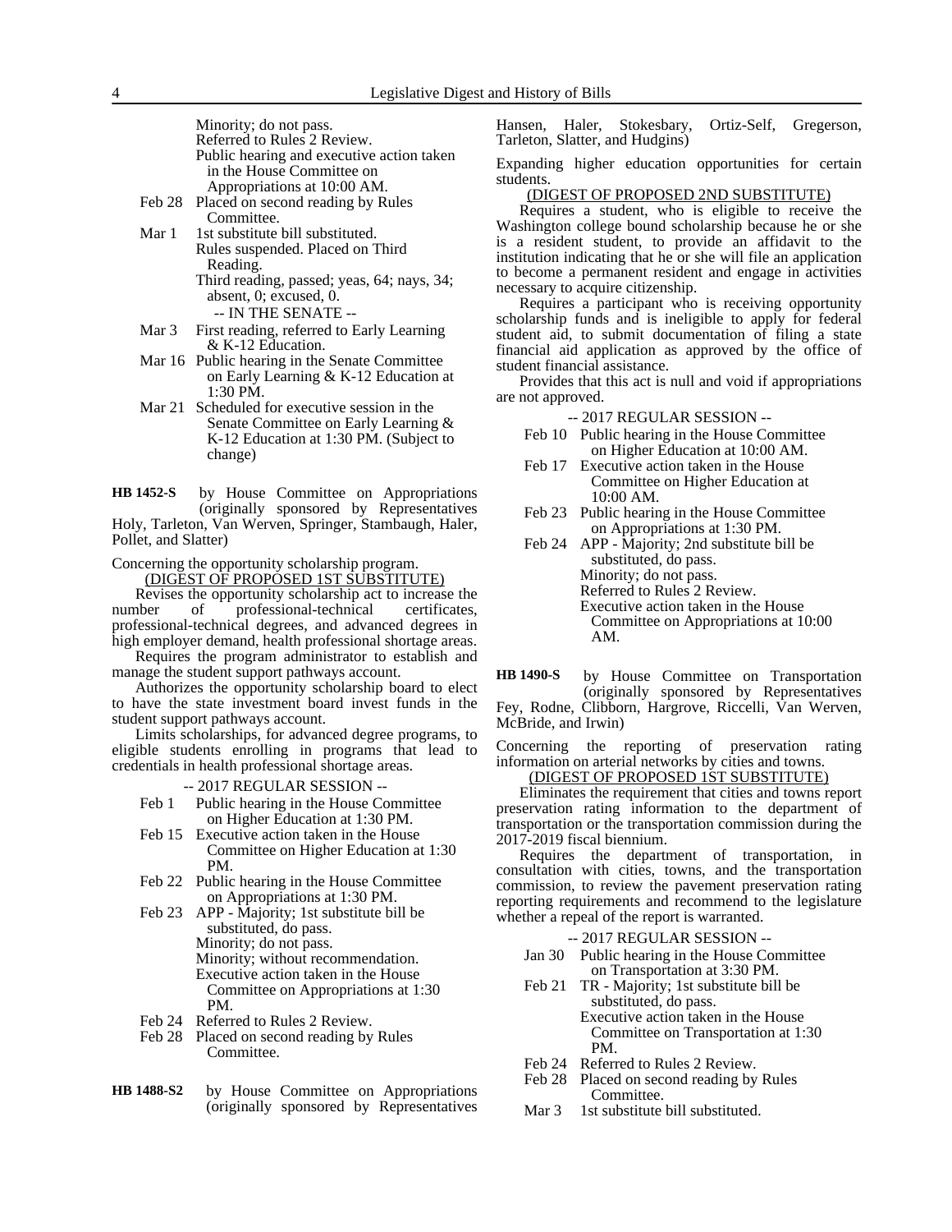Minority; do not pass.
Referred to Rules 2 Review.
Public hearing and executive action taken in the House Committee on Appropriations at 10:00 AM.

Feb 28 Placed on second reading by Rules Committee.

Mar 1 1st substitute bill substituted.
Rules suspended. Placed on Third Reading.
Third reading, passed; yeas, 64; nays, 34; absent, 0; excused, 0.

-- IN THE SENATE --

Mar 3 First reading, referred to Early Learning & K-12 Education.

Mar 16 Public hearing in the Senate Committee on Early Learning & K-12 Education at 1:30 PM.

Mar 21 Scheduled for executive session in the Senate Committee on Early Learning & K-12 Education at 1:30 PM. (Subject to change)

**HB 1452-S** by House Committee on Appropriations (originally sponsored by Representatives Holy, Tarleton, Van Werven, Springer, Stambaugh, Haler, Pollet, and Slatter)

Concerning the opportunity scholarship program.

(DIGEST OF PROPOSED 1ST SUBSTITUTE)

Revises the opportunity scholarship act to increase the number of professional-technical certificates, professional-technical degrees, and advanced degrees in high employer demand, health professional shortage areas.

Requires the program administrator to establish and manage the student support pathways account.

Authorizes the opportunity scholarship board to elect to have the state investment board invest funds in the student support pathways account.

Limits scholarships, for advanced degree programs, to eligible students enrolling in programs that lead to credentials in health professional shortage areas.

-- 2017 REGULAR SESSION --

Feb 1 Public hearing in the House Committee on Higher Education at 1:30 PM.

Feb 15 Executive action taken in the House Committee on Higher Education at 1:30 PM.

Feb 22 Public hearing in the House Committee on Appropriations at 1:30 PM.

Feb 23 APP - Majority; 1st substitute bill be substituted, do pass.
Minority; do not pass.
Minority; without recommendation.
Executive action taken in the House Committee on Appropriations at 1:30 PM.

Feb 24 Referred to Rules 2 Review.

Feb 28 Placed on second reading by Rules Committee.

**HB 1488-S2** by House Committee on Appropriations (originally sponsored by Representatives Hansen, Haler, Stokesbary, Ortiz-Self, Gregerson, Tarleton, Slatter, and Hudgins)

Expanding higher education opportunities for certain students.

(DIGEST OF PROPOSED 2ND SUBSTITUTE)

Requires a student, who is eligible to receive the Washington college bound scholarship because he or she is a resident student, to provide an affidavit to the institution indicating that he or she will file an application to become a permanent resident and engage in activities necessary to acquire citizenship.

Requires a participant who is receiving opportunity scholarship funds and is ineligible to apply for federal student aid, to submit documentation of filing a state financial aid application as approved by the office of student financial assistance.

Provides that this act is null and void if appropriations are not approved.

-- 2017 REGULAR SESSION --

Feb 10 Public hearing in the House Committee on Higher Education at 10:00 AM.

Feb 17 Executive action taken in the House Committee on Higher Education at 10:00 AM.

Feb 23 Public hearing in the House Committee on Appropriations at 1:30 PM.

Feb 24 APP - Majority; 2nd substitute bill be substituted, do pass.
Minority; do not pass.
Referred to Rules 2 Review.
Executive action taken in the House Committee on Appropriations at 10:00 AM.

**HB 1490-S** by House Committee on Transportation (originally sponsored by Representatives Fey, Rodne, Clibborn, Hargrove, Riccelli, Van Werven, McBride, and Irwin)

Concerning the reporting of preservation rating information on arterial networks by cities and towns.

(DIGEST OF PROPOSED 1ST SUBSTITUTE)

Eliminates the requirement that cities and towns report preservation rating information to the department of transportation or the transportation commission during the 2017-2019 fiscal biennium.

Requires the department of transportation, in consultation with cities, towns, and the transportation commission, to review the pavement preservation rating reporting requirements and recommend to the legislature whether a repeal of the report is warranted.

-- 2017 REGULAR SESSION --

Jan 30 Public hearing in the House Committee on Transportation at 3:30 PM.

Feb 21 TR - Majority; 1st substitute bill be substituted, do pass.
Executive action taken in the House Committee on Transportation at 1:30 PM.

Feb 24 Referred to Rules 2 Review.

Feb 28 Placed on second reading by Rules Committee.

Mar 3 1st substitute bill substituted.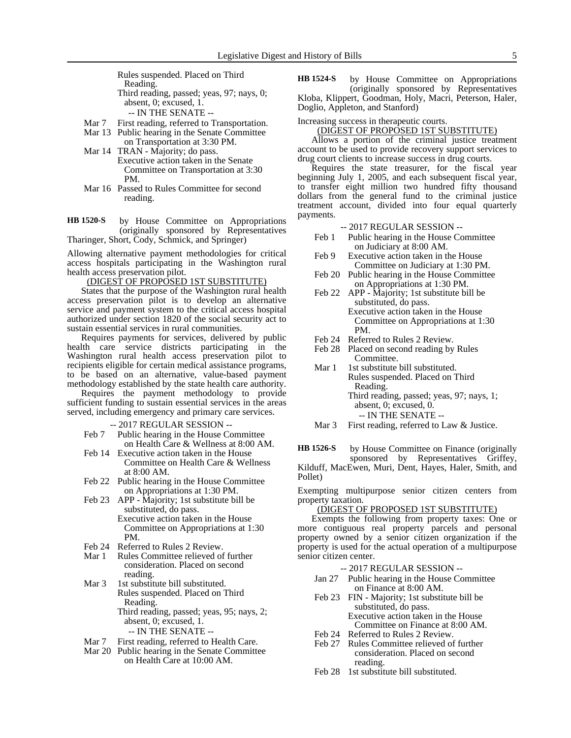Rules suspended. Placed on Third Reading.
Third reading, passed; yeas, 97; nays, 0; absent, 0; excused, 1.

-- IN THE SENATE --

- Mar 7 First reading, referred to Transportation.
- Mar 13 Public hearing in the Senate Committee on Transportation at 3:30 PM.
- Mar 14 TRAN - Majority; do pass.
  Executive action taken in the Senate Committee on Transportation at 3:30 PM.
- Mar 16 Passed to Rules Committee for second reading.

**HB 1520-S** by House Committee on Appropriations (originally sponsored by Representatives Tharinger, Short, Cody, Schmick, and Springer)

Allowing alternative payment methodologies for critical access hospitals participating in the Washington rural health access preservation pilot.

(DIGEST OF PROPOSED 1ST SUBSTITUTE)

States that the purpose of the Washington rural health access preservation pilot is to develop an alternative service and payment system to the critical access hospital authorized under section 1820 of the social security act to sustain essential services in rural communities.

Requires payments for services, delivered by public health care service districts participating in the Washington rural health access preservation pilot to recipients eligible for certain medical assistance programs, to be based on an alternative, value-based payment methodology established by the state health care authority.

Requires the payment methodology to provide sufficient funding to sustain essential services in the areas served, including emergency and primary care services.

-- 2017 REGULAR SESSION --

- Feb 7 Public hearing in the House Committee on Health Care & Wellness at 8:00 AM.
- Feb 14 Executive action taken in the House Committee on Health Care & Wellness at 8:00 AM.
- Feb 22 Public hearing in the House Committee on Appropriations at 1:30 PM.
- Feb 23 APP - Majority; 1st substitute bill be substituted, do pass.
  Executive action taken in the House Committee on Appropriations at 1:30 PM.
- Feb 24 Referred to Rules 2 Review.
- Mar 1 Rules Committee relieved of further consideration. Placed on second reading.
- Mar 3 1st substitute bill substituted.
  Rules suspended. Placed on Third Reading.
  Third reading, passed; yeas, 95; nays, 2; absent, 0; excused, 1.

-- IN THE SENATE --

- Mar 7 First reading, referred to Health Care.
- Mar 20 Public hearing in the Senate Committee on Health Care at 10:00 AM.

**HB 1524-S** by House Committee on Appropriations (originally sponsored by Representatives Kloba, Klippert, Goodman, Holy, Macri, Peterson, Haler, Doglio, Appleton, and Stanford)

Increasing success in therapeutic courts.

(DIGEST OF PROPOSED 1ST SUBSTITUTE)

Allows a portion of the criminal justice treatment account to be used to provide recovery support services to drug court clients to increase success in drug courts.

Requires the state treasurer, for the fiscal year beginning July 1, 2005, and each subsequent fiscal year, to transfer eight million two hundred fifty thousand dollars from the general fund to the criminal justice treatment account, divided into four equal quarterly payments.

-- 2017 REGULAR SESSION --

- Feb 1 Public hearing in the House Committee on Judiciary at 8:00 AM.
- Feb 9 Executive action taken in the House Committee on Judiciary at 1:30 PM.
- Feb 20 Public hearing in the House Committee on Appropriations at 1:30 PM.
- Feb 22 APP - Majority; 1st substitute bill be substituted, do pass.
  Executive action taken in the House Committee on Appropriations at 1:30 PM.
- Feb 24 Referred to Rules 2 Review.
- Feb 28 Placed on second reading by Rules Committee.
- Mar 1 1st substitute bill substituted.
  Rules suspended. Placed on Third Reading.
  Third reading, passed; yeas, 97; nays, 1; absent, 0; excused, 0.

-- IN THE SENATE --

- Mar 3 First reading, referred to Law & Justice.

**HB 1526-S** by House Committee on Finance (originally sponsored by Representatives Griffey, Kilduff, MacEwen, Muri, Dent, Hayes, Haler, Smith, and Pollet)

Exempting multipurpose senior citizen centers from property taxation.

(DIGEST OF PROPOSED 1ST SUBSTITUTE)

Exempts the following from property taxes: One or more contiguous real property parcels and personal property owned by a senior citizen organization if the property is used for the actual operation of a multipurpose senior citizen center.

-- 2017 REGULAR SESSION --

- Jan 27 Public hearing in the House Committee on Finance at 8:00 AM.
- Feb 23 FIN - Majority; 1st substitute bill be substituted, do pass.
  Executive action taken in the House Committee on Finance at 8:00 AM.
- Feb 24 Referred to Rules 2 Review.
- Feb 27 Rules Committee relieved of further consideration. Placed on second reading.
- Feb 28 1st substitute bill substituted.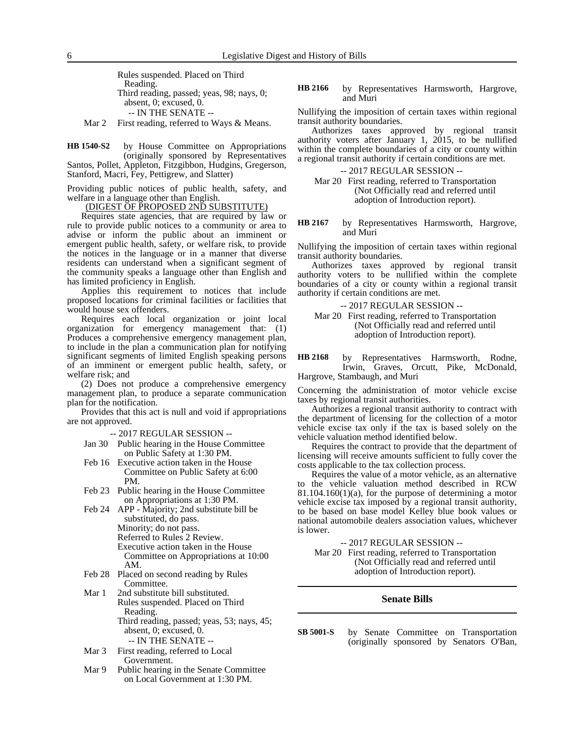Rules suspended. Placed on Third Reading.
Third reading, passed; yeas, 98; nays, 0; absent, 0; excused, 0.

-- IN THE SENATE --

Mar 2 First reading, referred to Ways & Means.

**HB 1540-S2** by House Committee on Appropriations (originally sponsored by Representatives Santos, Pollet, Appleton, Fitzgibbon, Hudgins, Gregerson, Stanford, Macri, Fey, Pettigrew, and Slatter)

Providing public notices of public health, safety, and welfare in a language other than English.

(DIGEST OF PROPOSED 2ND SUBSTITUTE)

Requires state agencies, that are required by law or rule to provide public notices to a community or area to advise or inform the public about an imminent or emergent public health, safety, or welfare risk, to provide the notices in the language or in a manner that diverse residents can understand when a significant segment of the community speaks a language other than English and has limited proficiency in English.

Applies this requirement to notices that include proposed locations for criminal facilities or facilities that would house sex offenders.

Requires each local organization or joint local organization for emergency management that: (1) Produces a comprehensive emergency management plan, to include in the plan a communication plan for notifying significant segments of limited English speaking persons of an imminent or emergent public health, safety, or welfare risk; and

(2) Does not produce a comprehensive emergency management plan, to produce a separate communication plan for the notification.

Provides that this act is null and void if appropriations are not approved.

-- 2017 REGULAR SESSION --

Jan 30 Public hearing in the House Committee on Public Safety at 1:30 PM.
Feb 16 Executive action taken in the House Committee on Public Safety at 6:00 PM.
Feb 23 Public hearing in the House Committee on Appropriations at 1:30 PM.
Feb 24 APP - Majority; 2nd substitute bill be substituted, do pass.
Minority; do not pass.
Referred to Rules 2 Review.
Executive action taken in the House Committee on Appropriations at 10:00 AM.
Feb 28 Placed on second reading by Rules Committee.
Mar 1 2nd substitute bill substituted.
Rules suspended. Placed on Third Reading.
Third reading, passed; yeas, 53; nays, 45; absent, 0; excused, 0.

-- IN THE SENATE --

Mar 3 First reading, referred to Local Government.
Mar 9 Public hearing in the Senate Committee on Local Government at 1:30 PM.

**HB 2166** by Representatives Harmsworth, Hargrove, and Muri

Nullifying the imposition of certain taxes within regional transit authority boundaries.

Authorizes taxes approved by regional transit authority voters after January 1, 2015, to be nullified within the complete boundaries of a city or county within a regional transit authority if certain conditions are met.

-- 2017 REGULAR SESSION --

Mar 20 First reading, referred to Transportation (Not Officially read and referred until adoption of Introduction report).

**HB 2167** by Representatives Harmsworth, Hargrove, and Muri

Nullifying the imposition of certain taxes within regional transit authority boundaries.

Authorizes taxes approved by regional transit authority voters to be nullified within the complete boundaries of a city or county within a regional transit authority if certain conditions are met.

-- 2017 REGULAR SESSION --

Mar 20 First reading, referred to Transportation (Not Officially read and referred until adoption of Introduction report).

**HB 2168** by Representatives Harmsworth, Rodne, Irwin, Graves, Orcutt, Pike, McDonald, Hargrove, Stambaugh, and Muri

Concerning the administration of motor vehicle excise taxes by regional transit authorities.

Authorizes a regional transit authority to contract with the department of licensing for the collection of a motor vehicle excise tax only if the tax is based solely on the vehicle valuation method identified below.

Requires the contract to provide that the department of licensing will receive amounts sufficient to fully cover the costs applicable to the tax collection process.

Requires the value of a motor vehicle, as an alternative to the vehicle valuation method described in RCW 81.104.160(1)(a), for the purpose of determining a motor vehicle excise tax imposed by a regional transit authority, to be based on base model Kelley blue book values or national automobile dealers association values, whichever is lower.

-- 2017 REGULAR SESSION --

Mar 20 First reading, referred to Transportation (Not Officially read and referred until adoption of Introduction report).

## Senate Bills

**SB 5001-S** by Senate Committee on Transportation (originally sponsored by Senators O'Ban,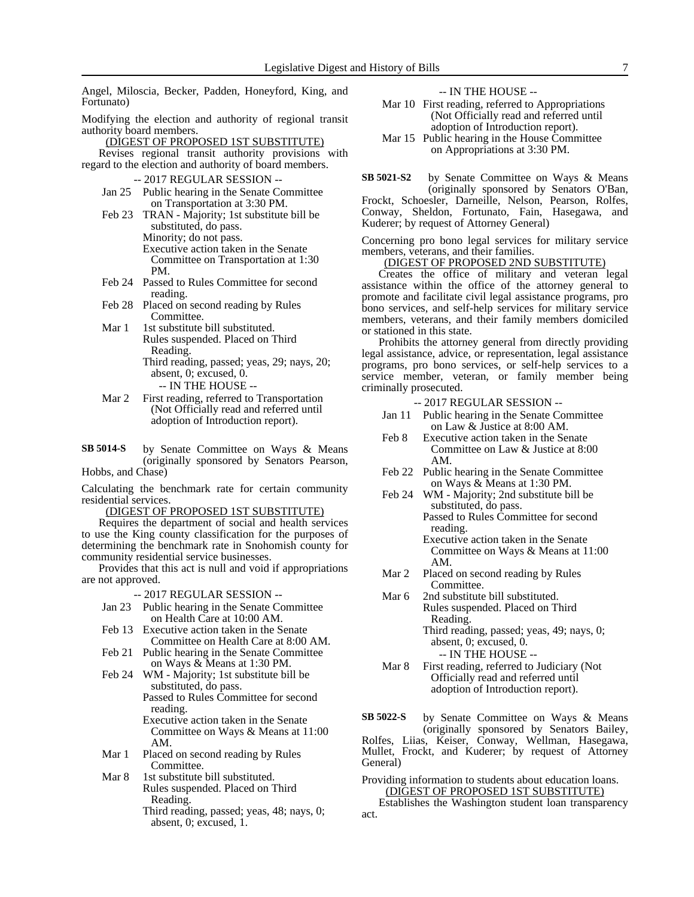Angel, Miloscia, Becker, Padden, Honeyford, King, and Fortunato)

Modifying the election and authority of regional transit authority board members.

(DIGEST OF PROPOSED 1ST SUBSTITUTE)

Revises regional transit authority provisions with regard to the election and authority of board members.

-- 2017 REGULAR SESSION --

- Jan 25 Public hearing in the Senate Committee on Transportation at 3:30 PM.
- Feb 23 TRAN - Majority; 1st substitute bill be substituted, do pass.
  Minority; do not pass.
  Executive action taken in the Senate Committee on Transportation at 1:30 PM.
- Feb 24 Passed to Rules Committee for second reading.
- Feb 28 Placed on second reading by Rules Committee.
- Mar 1 1st substitute bill substituted.
  Rules suspended. Placed on Third Reading.
  Third reading, passed; yeas, 29; nays, 20; absent, 0; excused, 0.

-- IN THE HOUSE --

- Mar 2 First reading, referred to Transportation (Not Officially read and referred until adoption of Introduction report).

**SB 5014-S** by Senate Committee on Ways & Means (originally sponsored by Senators Pearson, Hobbs, and Chase)

Calculating the benchmark rate for certain community residential services.

(DIGEST OF PROPOSED 1ST SUBSTITUTE)

Requires the department of social and health services to use the King county classification for the purposes of determining the benchmark rate in Snohomish county for community residential service businesses.

Provides that this act is null and void if appropriations are not approved.

-- 2017 REGULAR SESSION --

- Jan 23 Public hearing in the Senate Committee on Health Care at 10:00 AM.
- Feb 13 Executive action taken in the Senate Committee on Health Care at 8:00 AM.
- Feb 21 Public hearing in the Senate Committee on Ways & Means at 1:30 PM.
- Feb 24 WM - Majority; 1st substitute bill be substituted, do pass.
  Passed to Rules Committee for second reading.
  Executive action taken in the Senate Committee on Ways & Means at 11:00 AM.
- Mar 1 Placed on second reading by Rules Committee.
- Mar 8 1st substitute bill substituted.
  Rules suspended. Placed on Third Reading.
  Third reading, passed; yeas, 48; nays, 0; absent, 0; excused, 1.

-- IN THE HOUSE --

- Mar 10 First reading, referred to Appropriations (Not Officially read and referred until adoption of Introduction report).
- Mar 15 Public hearing in the House Committee on Appropriations at 3:30 PM.

**SB 5021-S2** by Senate Committee on Ways & Means (originally sponsored by Senators O'Ban, Frockt, Schoesler, Darneille, Nelson, Pearson, Rolfes, Conway, Sheldon, Fortunato, Fain, Hasegawa, and Kuderer; by request of Attorney General)

Concerning pro bono legal services for military service members, veterans, and their families.

(DIGEST OF PROPOSED 2ND SUBSTITUTE)

Creates the office of military and veteran legal assistance within the office of the attorney general to promote and facilitate civil legal assistance programs, pro bono services, and self-help services for military service members, veterans, and their family members domiciled or stationed in this state.

Prohibits the attorney general from directly providing legal assistance, advice, or representation, legal assistance programs, pro bono services, or self-help services to a service member, veteran, or family member being criminally prosecuted.

-- 2017 REGULAR SESSION --

- Jan 11 Public hearing in the Senate Committee on Law & Justice at 8:00 AM.
- Feb 8 Executive action taken in the Senate Committee on Law & Justice at 8:00 AM.
- Feb 22 Public hearing in the Senate Committee on Ways & Means at 1:30 PM.
- Feb 24 WM - Majority; 2nd substitute bill be substituted, do pass.
  Passed to Rules Committee for second reading.
  Executive action taken in the Senate Committee on Ways & Means at 11:00 AM.
- Mar 2 Placed on second reading by Rules Committee.
- Mar 6 2nd substitute bill substituted.
  Rules suspended. Placed on Third Reading.
  Third reading, passed; yeas, 49; nays, 0; absent, 0; excused, 0.

-- IN THE HOUSE --

- Mar 8 First reading, referred to Judiciary (Not Officially read and referred until adoption of Introduction report).

**SB 5022-S** by Senate Committee on Ways & Means (originally sponsored by Senators Bailey, Rolfes, Liias, Keiser, Conway, Wellman, Hasegawa, Mullet, Frockt, and Kuderer; by request of Attorney General)

Providing information to students about education loans.

(DIGEST OF PROPOSED 1ST SUBSTITUTE)

Establishes the Washington student loan transparency act.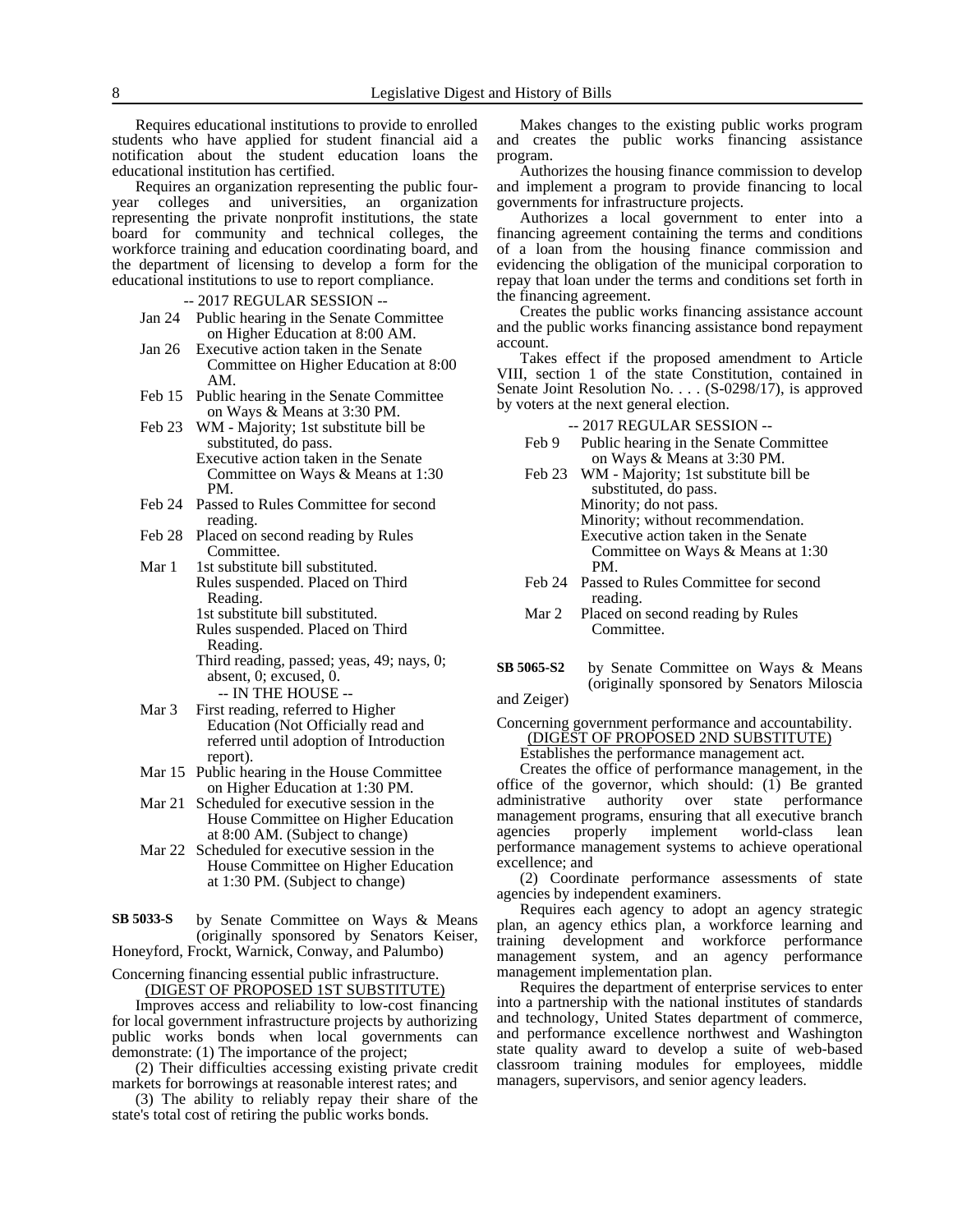Requires educational institutions to provide to enrolled students who have applied for student financial aid a notification about the student education loans the educational institution has certified.

Requires an organization representing the public four-year colleges and universities, an organization representing the private nonprofit institutions, the state board for community and technical colleges, the workforce training and education coordinating board, and the department of licensing to develop a form for the educational institutions to use to report compliance.

-- 2017 REGULAR SESSION --

- Jan 24 Public hearing in the Senate Committee on Higher Education at 8:00 AM.
- Jan 26 Executive action taken in the Senate Committee on Higher Education at 8:00 AM.
- Feb 15 Public hearing in the Senate Committee on Ways & Means at 3:30 PM.
- Feb 23 WM - Majority; 1st substitute bill be substituted, do pass.
  Executive action taken in the Senate Committee on Ways & Means at 1:30 PM.
- Feb 24 Passed to Rules Committee for second reading.
- Feb 28 Placed on second reading by Rules Committee.
- Mar 1 1st substitute bill substituted.
  Rules suspended. Placed on Third Reading.
  1st substitute bill substituted.
  Rules suspended. Placed on Third Reading.
  Third reading, passed; yeas, 49; nays, 0; absent, 0; excused, 0.

-- IN THE HOUSE --

- Mar 3 First reading, referred to Higher Education (Not Officially read and referred until adoption of Introduction report).
- Mar 15 Public hearing in the House Committee on Higher Education at 1:30 PM.
- Mar 21 Scheduled for executive session in the House Committee on Higher Education at 8:00 AM. (Subject to change)
- Mar 22 Scheduled for executive session in the House Committee on Higher Education at 1:30 PM. (Subject to change)

**SB 5033-S** by Senate Committee on Ways & Means (originally sponsored by Senators Keiser, Honeyford, Frockt, Warnick, Conway, and Palumbo)

Concerning financing essential public infrastructure.

(DIGEST OF PROPOSED 1ST SUBSTITUTE)

Improves access and reliability to low-cost financing for local government infrastructure projects by authorizing public works bonds when local governments can demonstrate: (1) The importance of the project;

(2) Their difficulties accessing existing private credit markets for borrowings at reasonable interest rates; and

(3) The ability to reliably repay their share of the state's total cost of retiring the public works bonds.

Makes changes to the existing public works program and creates the public works financing assistance program.

Authorizes the housing finance commission to develop and implement a program to provide financing to local governments for infrastructure projects.

Authorizes a local government to enter into a financing agreement containing the terms and conditions of a loan from the housing finance commission and evidencing the obligation of the municipal corporation to repay that loan under the terms and conditions set forth in the financing agreement.

Creates the public works financing assistance account and the public works financing assistance bond repayment account.

Takes effect if the proposed amendment to Article VIII, section 1 of the state Constitution, contained in Senate Joint Resolution No. . . . (S-0298/17), is approved by voters at the next general election.

-- 2017 REGULAR SESSION --

- Feb 9 Public hearing in the Senate Committee on Ways & Means at 3:30 PM.
- Feb 23 WM - Majority; 1st substitute bill be substituted, do pass.
  Minority; do not pass.
  Minority; without recommendation.
  Executive action taken in the Senate Committee on Ways & Means at 1:30 PM.
- Feb 24 Passed to Rules Committee for second reading.
- Mar 2 Placed on second reading by Rules Committee.

**SB 5065-S2** by Senate Committee on Ways & Means (originally sponsored by Senators Miloscia and Zeiger)

Concerning government performance and accountability.

(DIGEST OF PROPOSED 2ND SUBSTITUTE)

Establishes the performance management act.

Creates the office of performance management, in the office of the governor, which should: (1) Be granted administrative authority over state performance management programs, ensuring that all executive branch agencies properly implement world-class lean performance management systems to achieve operational excellence; and

(2) Coordinate performance assessments of state agencies by independent examiners.

Requires each agency to adopt an agency strategic plan, an agency ethics plan, a workforce learning and training development and workforce performance management system, and an agency performance management implementation plan.

Requires the department of enterprise services to enter into a partnership with the national institutes of standards and technology, United States department of commerce, and performance excellence northwest and Washington state quality award to develop a suite of web-based classroom training modules for employees, middle managers, supervisors, and senior agency leaders.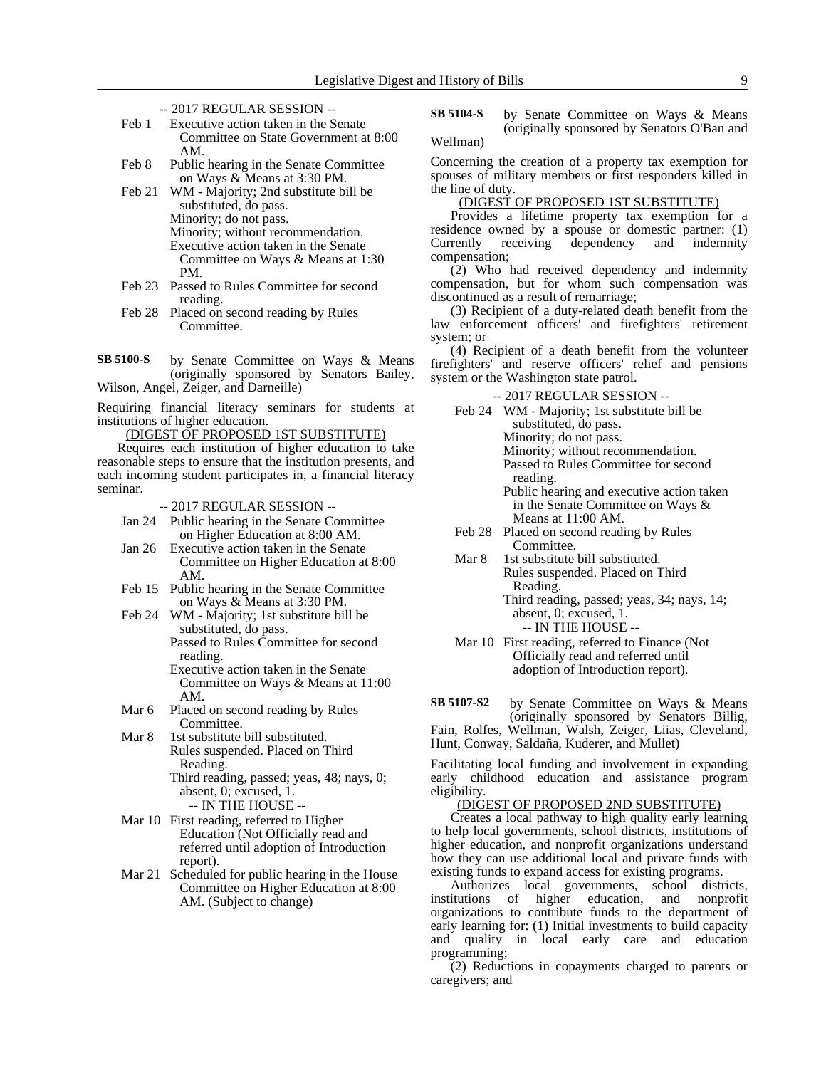-- 2017 REGULAR SESSION --

Feb 1 Executive action taken in the Senate Committee on State Government at 8:00 AM.

Feb 8 Public hearing in the Senate Committee on Ways & Means at 3:30 PM.

Feb 21 WM - Majority; 2nd substitute bill be substituted, do pass.
Minority; do not pass.
Minority; without recommendation.
Executive action taken in the Senate Committee on Ways & Means at 1:30 PM.

Feb 23 Passed to Rules Committee for second reading.

Feb 28 Placed on second reading by Rules Committee.

**SB 5100-S** by Senate Committee on Ways & Means (originally sponsored by Senators Bailey, Wilson, Angel, Zeiger, and Darneille)

Requiring financial literacy seminars for students at institutions of higher education.

(DIGEST OF PROPOSED 1ST SUBSTITUTE)

Requires each institution of higher education to take reasonable steps to ensure that the institution presents, and each incoming student participates in, a financial literacy seminar.

-- 2017 REGULAR SESSION --

Jan 24 Public hearing in the Senate Committee on Higher Education at 8:00 AM.

Jan 26 Executive action taken in the Senate Committee on Higher Education at 8:00 AM.

Feb 15 Public hearing in the Senate Committee on Ways & Means at 3:30 PM.

Feb 24 WM - Majority; 1st substitute bill be substituted, do pass.
Passed to Rules Committee for second reading.
Executive action taken in the Senate Committee on Ways & Means at 11:00 AM.

Mar 6 Placed on second reading by Rules Committee.

Mar 8 1st substitute bill substituted.
Rules suspended. Placed on Third Reading.
Third reading, passed; yeas, 48; nays, 0; absent, 0; excused, 1.
-- IN THE HOUSE --

Mar 10 First reading, referred to Higher Education (Not Officially read and referred until adoption of Introduction report).

Mar 21 Scheduled for public hearing in the House Committee on Higher Education at 8:00 AM. (Subject to change)

**SB 5104-S** by Senate Committee on Ways & Means (originally sponsored by Senators O'Ban and Wellman)

Concerning the creation of a property tax exemption for spouses of military members or first responders killed in the line of duty.

(DIGEST OF PROPOSED 1ST SUBSTITUTE)

Provides a lifetime property tax exemption for a residence owned by a spouse or domestic partner: (1) Currently receiving dependency and indemnity compensation;

(2) Who had received dependency and indemnity compensation, but for whom such compensation was discontinued as a result of remarriage;

(3) Recipient of a duty-related death benefit from the law enforcement officers' and firefighters' retirement system; or

(4) Recipient of a death benefit from the volunteer firefighters' and reserve officers' relief and pensions system or the Washington state patrol.

-- 2017 REGULAR SESSION --

Feb 24 WM - Majority; 1st substitute bill be substituted, do pass.
Minority; do not pass.
Minority; without recommendation.
Passed to Rules Committee for second reading.
Public hearing and executive action taken in the Senate Committee on Ways & Means at 11:00 AM.

Feb 28 Placed on second reading by Rules Committee.

Mar 8 1st substitute bill substituted.
Rules suspended. Placed on Third Reading.
Third reading, passed; yeas, 34; nays, 14; absent, 0; excused, 1.
-- IN THE HOUSE --

Mar 10 First reading, referred to Finance (Not Officially read and referred until adoption of Introduction report).

**SB 5107-S2** by Senate Committee on Ways & Means (originally sponsored by Senators Billig, Fain, Rolfes, Wellman, Walsh, Zeiger, Liias, Cleveland, Hunt, Conway, Saldaña, Kuderer, and Mullet)

Facilitating local funding and involvement in expanding early childhood education and assistance program eligibility.

(DIGEST OF PROPOSED 2ND SUBSTITUTE)

Creates a local pathway to high quality early learning to help local governments, school districts, institutions of higher education, and nonprofit organizations understand how they can use additional local and private funds with existing funds to expand access for existing programs.

Authorizes local governments, school districts, institutions of higher education, and nonprofit organizations to contribute funds to the department of early learning for: (1) Initial investments to build capacity and quality in local early care and education programming;

(2) Reductions in copayments charged to parents or caregivers; and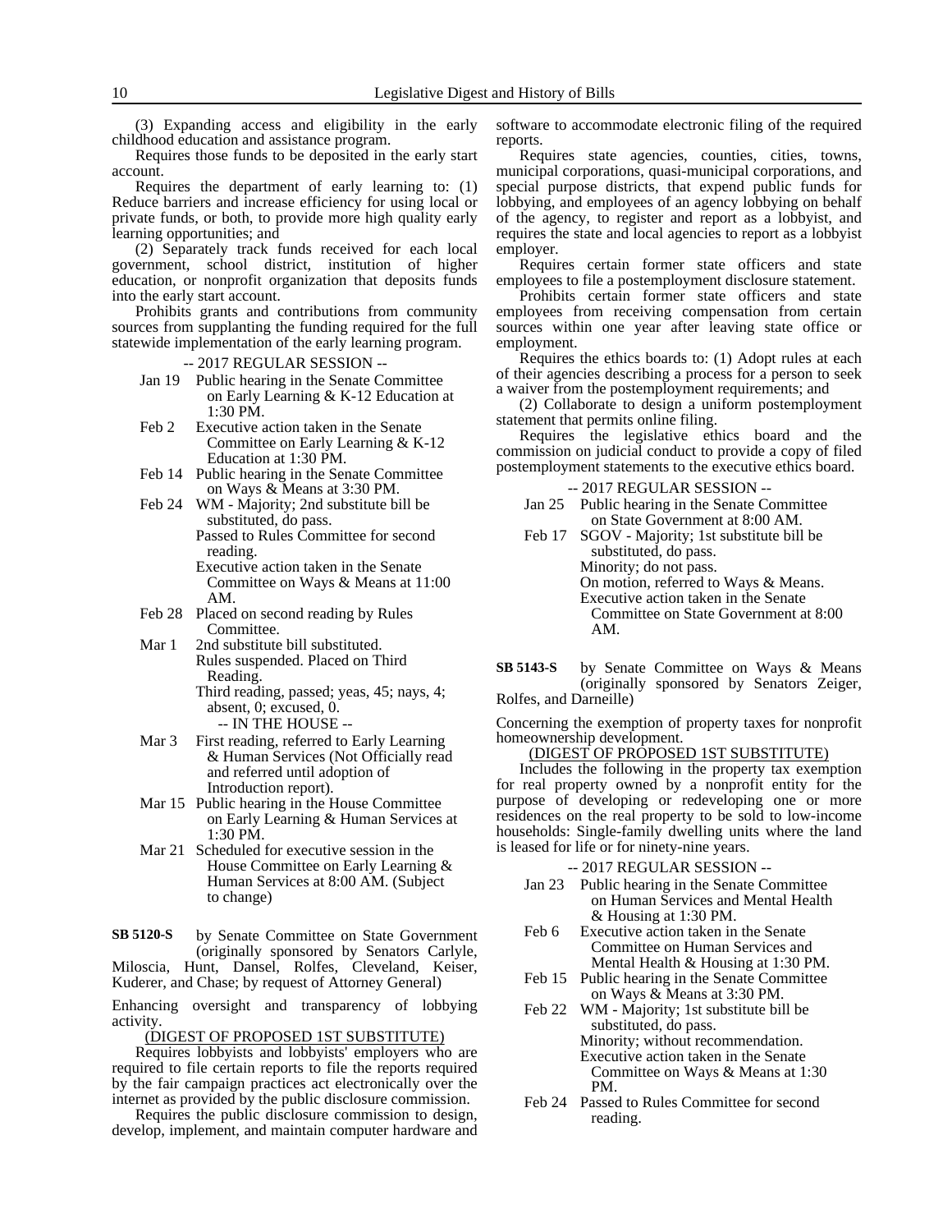(3) Expanding access and eligibility in the early childhood education and assistance program.

Requires those funds to be deposited in the early start account.

Requires the department of early learning to: (1) Reduce barriers and increase efficiency for using local or private funds, or both, to provide more high quality early learning opportunities; and

(2) Separately track funds received for each local government, school district, institution of higher education, or nonprofit organization that deposits funds into the early start account.

Prohibits grants and contributions from community sources from supplanting the funding required for the full statewide implementation of the early learning program.

-- 2017 REGULAR SESSION --

- Jan 19 Public hearing in the Senate Committee on Early Learning & K-12 Education at 1:30 PM.
- Feb 2 Executive action taken in the Senate Committee on Early Learning & K-12 Education at 1:30 PM.
- Feb 14 Public hearing in the Senate Committee on Ways & Means at 3:30 PM.
- Feb 24 WM - Majority; 2nd substitute bill be substituted, do pass.
  Passed to Rules Committee for second reading.
  Executive action taken in the Senate Committee on Ways & Means at 11:00 AM.
- Feb 28 Placed on second reading by Rules Committee.
- Mar 1 2nd substitute bill substituted.
  Rules suspended. Placed on Third Reading.
  Third reading, passed; yeas, 45; nays, 4; absent, 0; excused, 0.
  -- IN THE HOUSE --
- Mar 3 First reading, referred to Early Learning & Human Services (Not Officially read and referred until adoption of Introduction report).
- Mar 15 Public hearing in the House Committee on Early Learning & Human Services at 1:30 PM.
- Mar 21 Scheduled for executive session in the House Committee on Early Learning & Human Services at 8:00 AM. (Subject to change)

**SB 5120-S** by Senate Committee on State Government (originally sponsored by Senators Carlyle, Miloscia, Hunt, Dansel, Rolfes, Cleveland, Keiser, Kuderer, and Chase; by request of Attorney General)

Enhancing oversight and transparency of lobbying activity.

(DIGEST OF PROPOSED 1ST SUBSTITUTE)

Requires lobbyists and lobbyists' employers who are required to file certain reports to file the reports required by the fair campaign practices act electronically over the internet as provided by the public disclosure commission.

Requires the public disclosure commission to design, develop, implement, and maintain computer hardware and software to accommodate electronic filing of the required reports.

Requires state agencies, counties, cities, towns, municipal corporations, quasi-municipal corporations, and special purpose districts, that expend public funds for lobbying, and employees of an agency lobbying on behalf of the agency, to register and report as a lobbyist, and requires the state and local agencies to report as a lobbyist employer.

Requires certain former state officers and state employees to file a postemployment disclosure statement.

Prohibits certain former state officers and state employees from receiving compensation from certain sources within one year after leaving state office or employment.

Requires the ethics boards to: (1) Adopt rules at each of their agencies describing a process for a person to seek a waiver from the postemployment requirements; and

(2) Collaborate to design a uniform postemployment statement that permits online filing.

Requires the legislative ethics board and the commission on judicial conduct to provide a copy of filed postemployment statements to the executive ethics board.

-- 2017 REGULAR SESSION --

- Jan 25 Public hearing in the Senate Committee on State Government at 8:00 AM.
- Feb 17 SGOV - Majority; 1st substitute bill be substituted, do pass.
  Minority; do not pass.
  On motion, referred to Ways & Means.
  Executive action taken in the Senate Committee on State Government at 8:00 AM.

**SB 5143-S** by Senate Committee on Ways & Means (originally sponsored by Senators Zeiger, Rolfes, and Darneille)

Concerning the exemption of property taxes for nonprofit homeownership development.

(DIGEST OF PROPOSED 1ST SUBSTITUTE)

Includes the following in the property tax exemption for real property owned by a nonprofit entity for the purpose of developing or redeveloping one or more residences on the real property to be sold to low-income households: Single-family dwelling units where the land is leased for life or for ninety-nine years.

-- 2017 REGULAR SESSION --

- Jan 23 Public hearing in the Senate Committee on Human Services and Mental Health & Housing at 1:30 PM.
- Feb 6 Executive action taken in the Senate Committee on Human Services and Mental Health & Housing at 1:30 PM.
- Feb 15 Public hearing in the Senate Committee on Ways & Means at 3:30 PM.
- Feb 22 WM - Majority; 1st substitute bill be substituted, do pass.
  Minority; without recommendation.
  Executive action taken in the Senate Committee on Ways & Means at 1:30 PM.
- Feb 24 Passed to Rules Committee for second reading.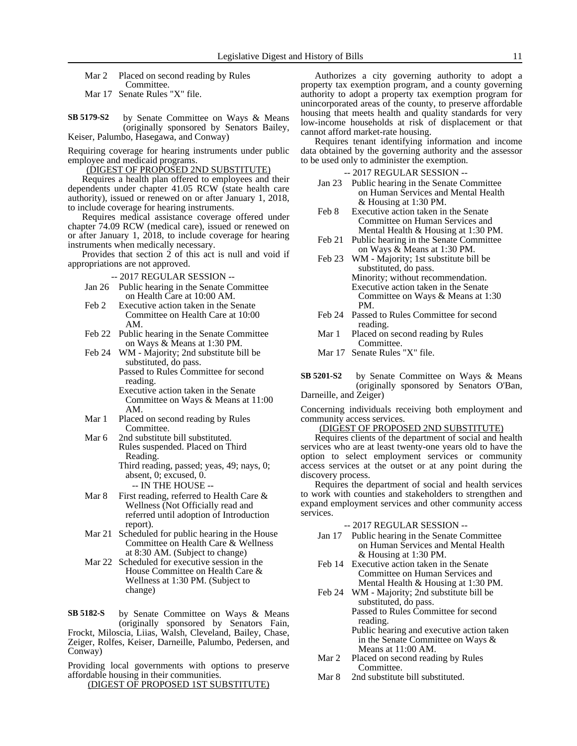Mar 2 Placed on second reading by Rules Committee.
Mar 17 Senate Rules "X" file.

**SB 5179-S2** by Senate Committee on Ways & Means (originally sponsored by Senators Bailey, Keiser, Palumbo, Hasegawa, and Conway)

Requiring coverage for hearing instruments under public employee and medicaid programs.

(DIGEST OF PROPOSED 2ND SUBSTITUTE)

Requires a health plan offered to employees and their dependents under chapter 41.05 RCW (state health care authority), issued or renewed on or after January 1, 2018, to include coverage for hearing instruments.

Requires medical assistance coverage offered under chapter 74.09 RCW (medical care), issued or renewed on or after January 1, 2018, to include coverage for hearing instruments when medically necessary.

Provides that section 2 of this act is null and void if appropriations are not approved.

-- 2017 REGULAR SESSION --

- Jan 26 Public hearing in the Senate Committee on Health Care at 10:00 AM.
- Feb 2 Executive action taken in the Senate Committee on Health Care at 10:00 AM.
- Feb 22 Public hearing in the Senate Committee on Ways & Means at 1:30 PM.
- Feb 24 WM - Majority; 2nd substitute bill be substituted, do pass.
  Passed to Rules Committee for second reading.
  Executive action taken in the Senate Committee on Ways & Means at 11:00 AM.
- Mar 1 Placed on second reading by Rules Committee.
- Mar 6 2nd substitute bill substituted.
  Rules suspended. Placed on Third Reading.
  Third reading, passed; yeas, 49; nays, 0; absent, 0; excused, 0.

-- IN THE HOUSE --

- Mar 8 First reading, referred to Health Care & Wellness (Not Officially read and referred until adoption of Introduction report).
- Mar 21 Scheduled for public hearing in the House Committee on Health Care & Wellness at 8:30 AM. (Subject to change)
- Mar 22 Scheduled for executive session in the House Committee on Health Care & Wellness at 1:30 PM. (Subject to change)

**SB 5182-S** by Senate Committee on Ways & Means (originally sponsored by Senators Fain, Frockt, Miloscia, Liias, Walsh, Cleveland, Bailey, Chase, Zeiger, Rolfes, Keiser, Darneille, Palumbo, Pedersen, and Conway)

Providing local governments with options to preserve affordable housing in their communities.

(DIGEST OF PROPOSED 1ST SUBSTITUTE)

Authorizes a city governing authority to adopt a property tax exemption program, and a county governing authority to adopt a property tax exemption program for unincorporated areas of the county, to preserve affordable housing that meets health and quality standards for very low-income households at risk of displacement or that cannot afford market-rate housing.

Requires tenant identifying information and income data obtained by the governing authority and the assessor to be used only to administer the exemption.

-- 2017 REGULAR SESSION --

- Jan 23 Public hearing in the Senate Committee on Human Services and Mental Health & Housing at 1:30 PM.
- Feb 8 Executive action taken in the Senate Committee on Human Services and Mental Health & Housing at 1:30 PM.
- Feb 21 Public hearing in the Senate Committee on Ways & Means at 1:30 PM.
- Feb 23 WM - Majority; 1st substitute bill be substituted, do pass.
  Minority; without recommendation.
  Executive action taken in the Senate Committee on Ways & Means at 1:30 PM.
- Feb 24 Passed to Rules Committee for second reading.
- Mar 1 Placed on second reading by Rules Committee.
- Mar 17 Senate Rules "X" file.

**SB 5201-S2** by Senate Committee on Ways & Means (originally sponsored by Senators O'Ban, Darneille, and Zeiger)

Concerning individuals receiving both employment and community access services.

(DIGEST OF PROPOSED 2ND SUBSTITUTE)

Requires clients of the department of social and health services who are at least twenty-one years old to have the option to select employment services or community access services at the outset or at any point during the discovery process.

Requires the department of social and health services to work with counties and stakeholders to strengthen and expand employment services and other community access services.

-- 2017 REGULAR SESSION --

- Jan 17 Public hearing in the Senate Committee on Human Services and Mental Health & Housing at 1:30 PM.
- Feb 14 Executive action taken in the Senate Committee on Human Services and Mental Health & Housing at 1:30 PM.
- Feb 24 WM - Majority; 2nd substitute bill be substituted, do pass.
  Passed to Rules Committee for second reading.
  Public hearing and executive action taken in the Senate Committee on Ways & Means at 11:00 AM.
- Mar 2 Placed on second reading by Rules Committee.
- Mar 8 2nd substitute bill substituted.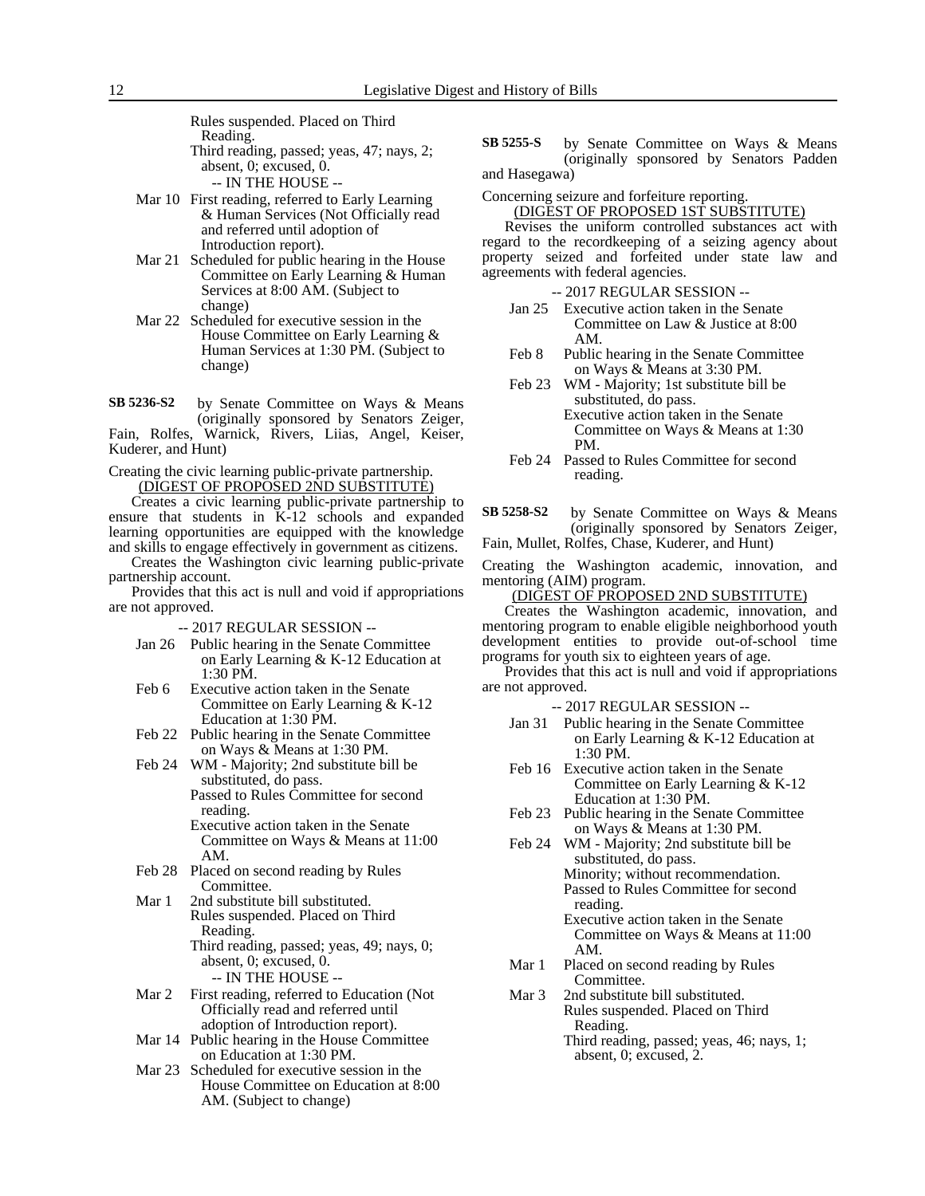Rules suspended. Placed on Third Reading.
Third reading, passed; yeas, 47; nays, 2; absent, 0; excused, 0.

-- IN THE HOUSE --

Mar 10 First reading, referred to Early Learning & Human Services (Not Officially read and referred until adoption of Introduction report).

Mar 21 Scheduled for public hearing in the House Committee on Early Learning & Human Services at 8:00 AM. (Subject to change)

Mar 22 Scheduled for executive session in the House Committee on Early Learning & Human Services at 1:30 PM. (Subject to change)

**SB 5236-S2** by Senate Committee on Ways & Means (originally sponsored by Senators Zeiger, Fain, Rolfes, Warnick, Rivers, Liias, Angel, Keiser, Kuderer, and Hunt)

Creating the civic learning public-private partnership.

(DIGEST OF PROPOSED 2ND SUBSTITUTE)

Creates a civic learning public-private partnership to ensure that students in K-12 schools and expanded learning opportunities are equipped with the knowledge and skills to engage effectively in government as citizens.

Creates the Washington civic learning public-private partnership account.

Provides that this act is null and void if appropriations are not approved.

-- 2017 REGULAR SESSION --

Jan 26 Public hearing in the Senate Committee on Early Learning & K-12 Education at 1:30 PM.

Feb 6 Executive action taken in the Senate Committee on Early Learning & K-12 Education at 1:30 PM.

Feb 22 Public hearing in the Senate Committee on Ways & Means at 1:30 PM.

Feb 24 WM - Majority; 2nd substitute bill be substituted, do pass.
Passed to Rules Committee for second reading.
Executive action taken in the Senate Committee on Ways & Means at 11:00 AM.

Feb 28 Placed on second reading by Rules Committee.

Mar 1 2nd substitute bill substituted.
Rules suspended. Placed on Third Reading.
Third reading, passed; yeas, 49; nays, 0; absent, 0; excused, 0.

-- IN THE HOUSE --

Mar 2 First reading, referred to Education (Not Officially read and referred until adoption of Introduction report).

Mar 14 Public hearing in the House Committee on Education at 1:30 PM.

Mar 23 Scheduled for executive session in the House Committee on Education at 8:00 AM. (Subject to change)

**SB 5255-S** by Senate Committee on Ways & Means (originally sponsored by Senators Padden and Hasegawa)

Concerning seizure and forfeiture reporting.

(DIGEST OF PROPOSED 1ST SUBSTITUTE)

Revises the uniform controlled substances act with regard to the recordkeeping of a seizing agency about property seized and forfeited under state law and agreements with federal agencies.

-- 2017 REGULAR SESSION --

Jan 25 Executive action taken in the Senate Committee on Law & Justice at 8:00 AM.

Feb 8 Public hearing in the Senate Committee on Ways & Means at 3:30 PM.

Feb 23 WM - Majority; 1st substitute bill be substituted, do pass.
Executive action taken in the Senate Committee on Ways & Means at 1:30 PM.

Feb 24 Passed to Rules Committee for second reading.

**SB 5258-S2** by Senate Committee on Ways & Means (originally sponsored by Senators Zeiger, Fain, Mullet, Rolfes, Chase, Kuderer, and Hunt)

Creating the Washington academic, innovation, and mentoring (AIM) program.

(DIGEST OF PROPOSED 2ND SUBSTITUTE)

Creates the Washington academic, innovation, and mentoring program to enable eligible neighborhood youth development entities to provide out-of-school time programs for youth six to eighteen years of age.

Provides that this act is null and void if appropriations are not approved.

-- 2017 REGULAR SESSION --

Jan 31 Public hearing in the Senate Committee on Early Learning & K-12 Education at 1:30 PM.

Feb 16 Executive action taken in the Senate Committee on Early Learning & K-12 Education at 1:30 PM.

Feb 23 Public hearing in the Senate Committee on Ways & Means at 1:30 PM.

Feb 24 WM - Majority; 2nd substitute bill be substituted, do pass.
Minority; without recommendation.
Passed to Rules Committee for second reading.
Executive action taken in the Senate Committee on Ways & Means at 11:00 AM.

Mar 1 Placed on second reading by Rules Committee.

Mar 3 2nd substitute bill substituted.
Rules suspended. Placed on Third Reading.
Third reading, passed; yeas, 46; nays, 1; absent, 0; excused, 2.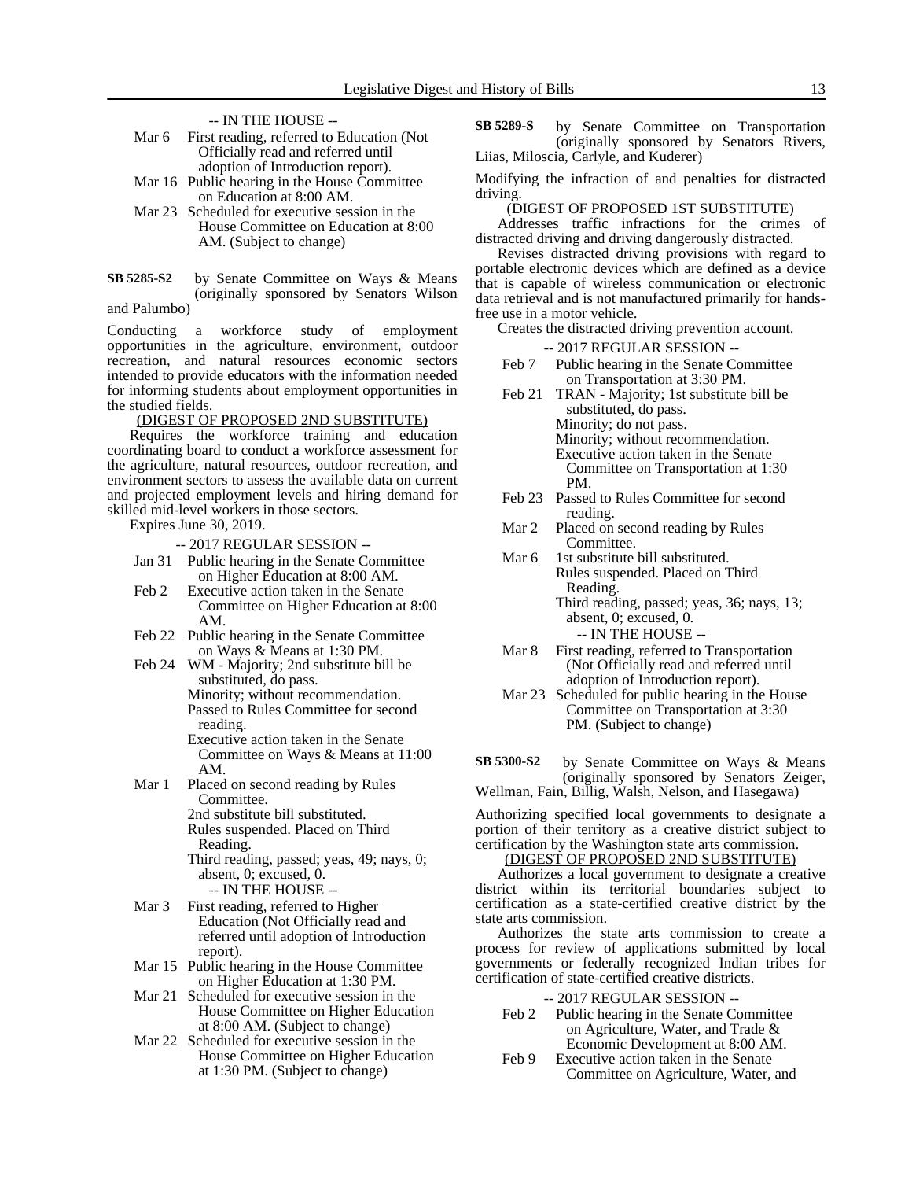-- IN THE HOUSE --

- Mar 6 First reading, referred to Education (Not Officially read and referred until adoption of Introduction report).
- Mar 16 Public hearing in the House Committee on Education at 8:00 AM.
- Mar 23 Scheduled for executive session in the House Committee on Education at 8:00 AM. (Subject to change)

**SB 5285-S2** by Senate Committee on Ways & Means (originally sponsored by Senators Wilson and Palumbo)

Conducting a workforce study of employment opportunities in the agriculture, environment, outdoor recreation, and natural resources economic sectors intended to provide educators with the information needed for informing students about employment opportunities in the studied fields.

(DIGEST OF PROPOSED 2ND SUBSTITUTE)

Requires the workforce training and education coordinating board to conduct a workforce assessment for the agriculture, natural resources, outdoor recreation, and environment sectors to assess the available data on current and projected employment levels and hiring demand for skilled mid-level workers in those sectors.

Expires June 30, 2019.

-- 2017 REGULAR SESSION --

- Jan 31 Public hearing in the Senate Committee on Higher Education at 8:00 AM.
- Feb 2 Executive action taken in the Senate Committee on Higher Education at 8:00 AM.
- Feb 22 Public hearing in the Senate Committee on Ways & Means at 1:30 PM.
- Feb 24 WM - Majority; 2nd substitute bill be substituted, do pass.
  Minority; without recommendation.
  Passed to Rules Committee for second reading.
  Executive action taken in the Senate Committee on Ways & Means at 11:00 AM.
- Mar 1 Placed on second reading by Rules Committee.
  2nd substitute bill substituted.
  Rules suspended. Placed on Third Reading.
  Third reading, passed; yeas, 49; nays, 0; absent, 0; excused, 0.
  -- IN THE HOUSE --
- Mar 3 First reading, referred to Higher Education (Not Officially read and referred until adoption of Introduction report).
- Mar 15 Public hearing in the House Committee on Higher Education at 1:30 PM.
- Mar 21 Scheduled for executive session in the House Committee on Higher Education at 8:00 AM. (Subject to change)
- Mar 22 Scheduled for executive session in the House Committee on Higher Education at 1:30 PM. (Subject to change)

**SB 5289-S** by Senate Committee on Transportation (originally sponsored by Senators Rivers, Liias, Miloscia, Carlyle, and Kuderer)

Modifying the infraction of and penalties for distracted driving.

(DIGEST OF PROPOSED 1ST SUBSTITUTE)

Addresses traffic infractions for the crimes of distracted driving and driving dangerously distracted.

Revises distracted driving provisions with regard to portable electronic devices which are defined as a device that is capable of wireless communication or electronic data retrieval and is not manufactured primarily for hands-free use in a motor vehicle.

Creates the distracted driving prevention account.

-- 2017 REGULAR SESSION --

- Feb 7 Public hearing in the Senate Committee on Transportation at 3:30 PM.
- Feb 21 TRAN - Majority; 1st substitute bill be substituted, do pass.
  Minority; do not pass.
  Minority; without recommendation.
  Executive action taken in the Senate Committee on Transportation at 1:30 PM.
- Feb 23 Passed to Rules Committee for second reading.
- Mar 2 Placed on second reading by Rules Committee.
- Mar 6 1st substitute bill substituted.
  Rules suspended. Placed on Third Reading.
  Third reading, passed; yeas, 36; nays, 13; absent, 0; excused, 0.
  -- IN THE HOUSE --
- Mar 8 First reading, referred to Transportation (Not Officially read and referred until adoption of Introduction report).
- Mar 23 Scheduled for public hearing in the House Committee on Transportation at 3:30 PM. (Subject to change)

**SB 5300-S2** by Senate Committee on Ways & Means (originally sponsored by Senators Zeiger, Wellman, Fain, Billig, Walsh, Nelson, and Hasegawa)

Authorizing specified local governments to designate a portion of their territory as a creative district subject to certification by the Washington state arts commission.

(DIGEST OF PROPOSED 2ND SUBSTITUTE)

Authorizes a local government to designate a creative district within its territorial boundaries subject to certification as a state-certified creative district by the state arts commission.

Authorizes the state arts commission to create a process for review of applications submitted by local governments or federally recognized Indian tribes for certification of state-certified creative districts.

-- 2017 REGULAR SESSION --

- Feb 2 Public hearing in the Senate Committee on Agriculture, Water, and Trade & Economic Development at 8:00 AM.
- Feb 9 Executive action taken in the Senate Committee on Agriculture, Water, and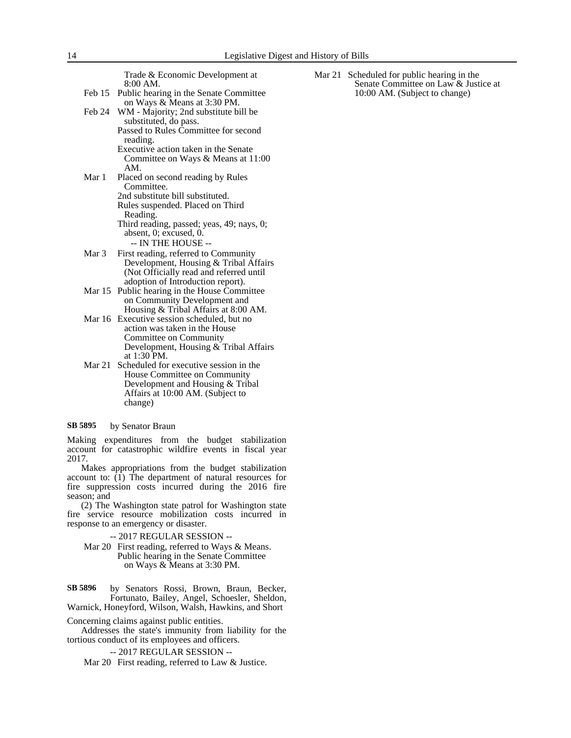Trade & Economic Development at 8:00 AM.

Feb 15 Public hearing in the Senate Committee on Ways & Means at 3:30 PM.

Feb 24 WM - Majority; 2nd substitute bill be substituted, do pass.
Passed to Rules Committee for second reading.
Executive action taken in the Senate Committee on Ways & Means at 11:00 AM.

Mar 1 Placed on second reading by Rules Committee.
2nd substitute bill substituted.
Rules suspended. Placed on Third Reading.
Third reading, passed; yeas, 49; nays, 0; absent, 0; excused, 0.

-- IN THE HOUSE --

Mar 3 First reading, referred to Community Development, Housing & Tribal Affairs (Not Officially read and referred until adoption of Introduction report).

Mar 15 Public hearing in the House Committee on Community Development and Housing & Tribal Affairs at 8:00 AM.

Mar 16 Executive session scheduled, but no action was taken in the House Committee on Community Development, Housing & Tribal Affairs at 1:30 PM.

Mar 21 Scheduled for executive session in the House Committee on Community Development and Housing & Tribal Affairs at 10:00 AM. (Subject to change)

**SB 5895** by Senator Braun

Making expenditures from the budget stabilization account for catastrophic wildfire events in fiscal year 2017.

Makes appropriations from the budget stabilization account to: (1) The department of natural resources for fire suppression costs incurred during the 2016 fire season; and

(2) The Washington state patrol for Washington state fire service resource mobilization costs incurred in response to an emergency or disaster.

-- 2017 REGULAR SESSION --

Mar 20 First reading, referred to Ways & Means.
Public hearing in the Senate Committee on Ways & Means at 3:30 PM.

**SB 5896** by Senators Rossi, Brown, Braun, Becker, Fortunato, Bailey, Angel, Schoesler, Sheldon, Warnick, Honeyford, Wilson, Walsh, Hawkins, and Short

Concerning claims against public entities.

Addresses the state's immunity from liability for the tortious conduct of its employees and officers.

-- 2017 REGULAR SESSION --

Mar 20 First reading, referred to Law & Justice.

Mar 21 Scheduled for public hearing in the Senate Committee on Law & Justice at 10:00 AM. (Subject to change)